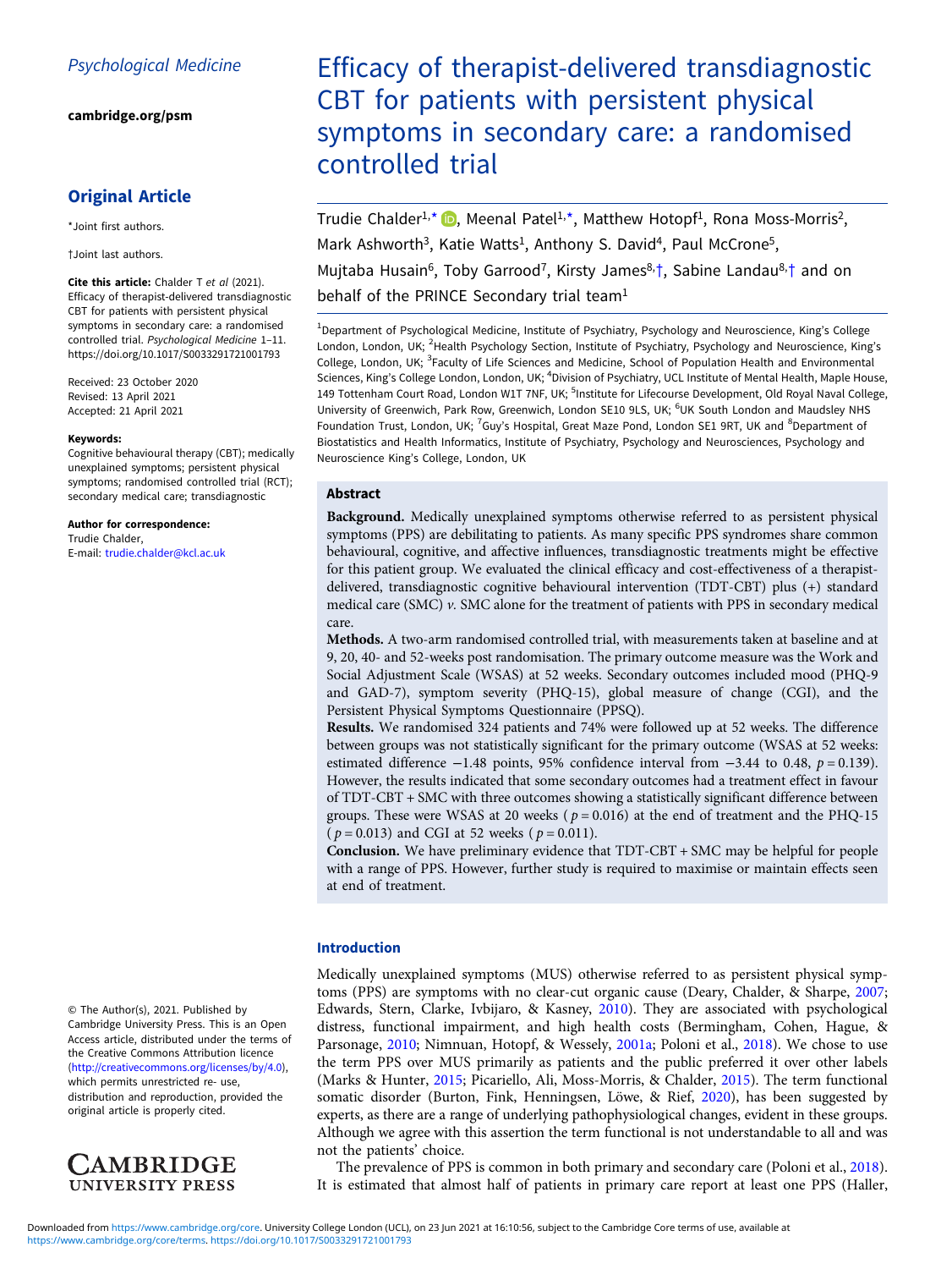Psychological Medicine

cambridge.org/psm

## Original Article

*Joint first authors.

†Joint last authors.

**Cite this article:** Chalder T *et al* (2021). Efficacy of therapist-delivered transdiagnostic CBT for patients with persistent physical symptoms in secondary care: a randomised controlled trial. *Psychological Medicine* 1–11. https://doi.org/10.1017/S0033291721001793

Received: 23 October 2020
Revised: 13 April 2021
Accepted: 21 April 2021

**Keywords:**
Cognitive behavioural therapy (CBT); medically unexplained symptoms; persistent physical symptoms; randomised controlled trial (RCT); secondary medical care; transdiagnostic

**Author for correspondence:**
Trudie Chalder,
E-mail: trudie.chalder@kcl.ac.uk

© The Author(s), 2021. Published by Cambridge University Press. This is an Open Access article, distributed under the terms of the Creative Commons Attribution licence (http://creativecommons.org/licenses/by/4.0), which permits unrestricted re- use, distribution and reproduction, provided the original article is properly cited.

# Efficacy of therapist-delivered transdiagnostic CBT for patients with persistent physical symptoms in secondary care: a randomised controlled trial

Trudie Chalder[1,*], Meenal Patel[1,*], Matthew Hotopf[1], Rona Moss-Morris[2], Mark Ashworth[3], Katie Watts[1], Anthony S. David[4], Paul McCrone[5], Mujtaba Husain[6], Toby Garrood[7], Kirsty James[8,†], Sabine Landau[8,†] and on behalf of the PRINCE Secondary trial team[1]

[1]Department of Psychological Medicine, Institute of Psychiatry, Psychology and Neuroscience, King's College London, London, UK; [2]Health Psychology Section, Institute of Psychiatry, Psychology and Neuroscience, King's College, London, UK; [3]Faculty of Life Sciences and Medicine, School of Population Health and Environmental Sciences, King's College London, London, UK; [4]Division of Psychiatry, UCL Institute of Mental Health, Maple House, 149 Tottenham Court Road, London W1T 7NF, UK; [5]Institute for Lifecourse Development, Old Royal Naval College, University of Greenwich, Park Row, Greenwich, London SE10 9LS, UK; [6]UK South London and Maudsley NHS Foundation Trust, London, UK; [7]Guy's Hospital, Great Maze Pond, London SE1 9RT, UK and [8]Department of Biostatistics and Health Informatics, Institute of Psychiatry, Psychology and Neurosciences, Psychology and Neuroscience King's College, London, UK

## Abstract

**Background.** Medically unexplained symptoms otherwise referred to as persistent physical symptoms (PPS) are debilitating to patients. As many specific PPS syndromes share common behavioural, cognitive, and affective influences, transdiagnostic treatments might be effective for this patient group. We evaluated the clinical efficacy and cost-effectiveness of a therapist-delivered, transdiagnostic cognitive behavioural intervention (TDT-CBT) plus (+) standard medical care (SMC) *v.* SMC alone for the treatment of patients with PPS in secondary medical care.

**Methods.** A two-arm randomised controlled trial, with measurements taken at baseline and at 9, 20, 40- and 52-weeks post randomisation. The primary outcome measure was the Work and Social Adjustment Scale (WSAS) at 52 weeks. Secondary outcomes included mood (PHQ-9 and GAD-7), symptom severity (PHQ-15), global measure of change (CGI), and the Persistent Physical Symptoms Questionnaire (PPSQ).

**Results.** We randomised 324 patients and 74% were followed up at 52 weeks. The difference between groups was not statistically significant for the primary outcome (WSAS at 52 weeks: estimated difference −1.48 points, 95% confidence interval from −3.44 to 0.48, $p = 0.139$). However, the results indicated that some secondary outcomes had a treatment effect in favour of TDT-CBT + SMC with three outcomes showing a statistically significant difference between groups. These were WSAS at 20 weeks ($p = 0.016$) at the end of treatment and the PHQ-15 ($p = 0.013$) and CGI at 52 weeks ($p = 0.011$).

**Conclusion.** We have preliminary evidence that TDT-CBT + SMC may be helpful for people with a range of PPS. However, further study is required to maximise or maintain effects seen at end of treatment.

## Introduction

Medically unexplained symptoms (MUS) otherwise referred to as persistent physical symptoms (PPS) are symptoms with no clear-cut organic cause (Deary, Chalder, & Sharpe, 2007; Edwards, Stern, Clarke, Ivbijaro, & Kasney, 2010). They are associated with psychological distress, functional impairment, and high health costs (Bermingham, Cohen, Hague, & Parsonage, 2010; Nimnuan, Hotopf, & Wessely, 2001a; Poloni et al., 2018). We chose to use the term PPS over MUS primarily as patients and the public preferred it over other labels (Marks & Hunter, 2015; Picariello, Ali, Moss-Morris, & Chalder, 2015). The term functional somatic disorder (Burton, Fink, Henningsen, Löwe, & Rief, 2020), has been suggested by experts, as there are a range of underlying pathophysiological changes, evident in these groups. Although we agree with this assertion the term functional is not understandable to all and was not the patients' choice.

The prevalence of PPS is common in both primary and secondary care (Poloni et al., 2018). It is estimated that almost half of patients in primary care report at least one PPS (Haller,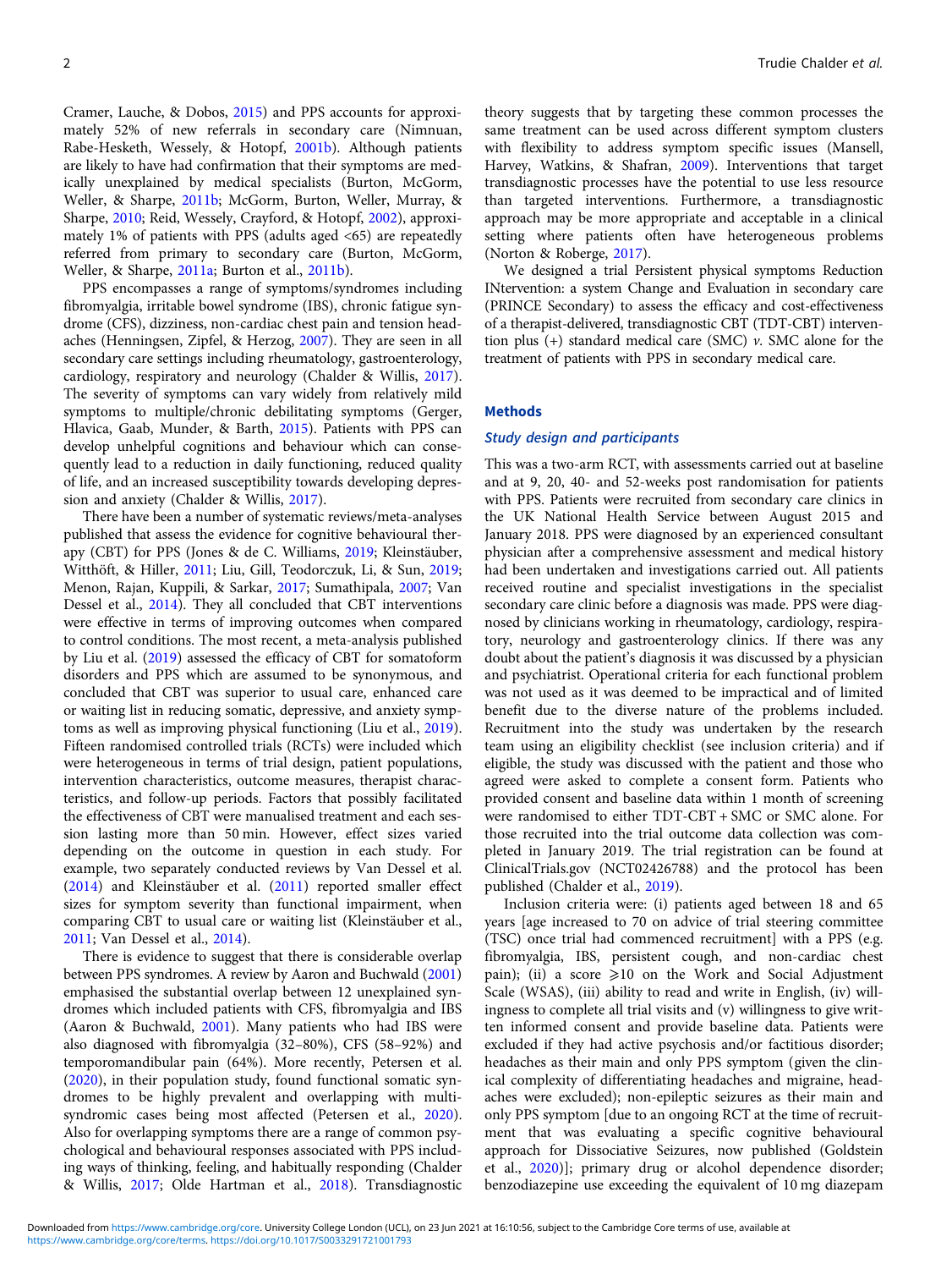Cramer, Lauche, & Dobos, 2015) and PPS accounts for approximately 52% of new referrals in secondary care (Nimnuan, Rabe-Hesketh, Wessely, & Hotopf, 2001b). Although patients are likely to have had confirmation that their symptoms are medically unexplained by medical specialists (Burton, McGorm, Weller, & Sharpe, 2011b; McGorm, Burton, Weller, Murray, & Sharpe, 2010; Reid, Wessely, Crayford, & Hotopf, 2002), approximately 1% of patients with PPS (adults aged <65) are repeatedly referred from primary to secondary care (Burton, McGorm, Weller, & Sharpe, 2011a; Burton et al., 2011b).

PPS encompasses a range of symptoms/syndromes including fibromyalgia, irritable bowel syndrome (IBS), chronic fatigue syndrome (CFS), dizziness, non-cardiac chest pain and tension headaches (Henningsen, Zipfel, & Herzog, 2007). They are seen in all secondary care settings including rheumatology, gastroenterology, cardiology, respiratory and neurology (Chalder & Willis, 2017). The severity of symptoms can vary widely from relatively mild symptoms to multiple/chronic debilitating symptoms (Gerger, Hlavica, Gaab, Munder, & Barth, 2015). Patients with PPS can develop unhelpful cognitions and behaviour which can consequently lead to a reduction in daily functioning, reduced quality of life, and an increased susceptibility towards developing depression and anxiety (Chalder & Willis, 2017).

There have been a number of systematic reviews/meta-analyses published that assess the evidence for cognitive behavioural therapy (CBT) for PPS (Jones & de C. Williams, 2019; Kleinstäuber, Witthöft, & Hiller, 2011; Liu, Gill, Teodorczuk, Li, & Sun, 2019; Menon, Rajan, Kuppili, & Sarkar, 2017; Sumathipala, 2007; Van Dessel et al., 2014). They all concluded that CBT interventions were effective in terms of improving outcomes when compared to control conditions. The most recent, a meta-analysis published by Liu et al. (2019) assessed the efficacy of CBT for somatoform disorders and PPS which are assumed to be synonymous, and concluded that CBT was superior to usual care, enhanced care or waiting list in reducing somatic, depressive, and anxiety symptoms as well as improving physical functioning (Liu et al., 2019). Fifteen randomised controlled trials (RCTs) were included which were heterogeneous in terms of trial design, patient populations, intervention characteristics, outcome measures, therapist characteristics, and follow-up periods. Factors that possibly facilitated the effectiveness of CBT were manualised treatment and each session lasting more than 50 min. However, effect sizes varied depending on the outcome in question in each study. For example, two separately conducted reviews by Van Dessel et al. (2014) and Kleinstäuber et al. (2011) reported smaller effect sizes for symptom severity than functional impairment, when comparing CBT to usual care or waiting list (Kleinstäuber et al., 2011; Van Dessel et al., 2014).

There is evidence to suggest that there is considerable overlap between PPS syndromes. A review by Aaron and Buchwald (2001) emphasised the substantial overlap between 12 unexplained syndromes which included patients with CFS, fibromyalgia and IBS (Aaron & Buchwald, 2001). Many patients who had IBS were also diagnosed with fibromyalgia (32–80%), CFS (58–92%) and temporomandibular pain (64%). More recently, Petersen et al. (2020), in their population study, found functional somatic syndromes to be highly prevalent and overlapping with multi-syndromic cases being most affected (Petersen et al., 2020). Also for overlapping symptoms there are a range of common psychological and behavioural responses associated with PPS including ways of thinking, feeling, and habitually responding (Chalder & Willis, 2017; Olde Hartman et al., 2018). Transdiagnostic theory suggests that by targeting these common processes the same treatment can be used across different symptom clusters with flexibility to address symptom specific issues (Mansell, Harvey, Watkins, & Shafran, 2009). Interventions that target transdiagnostic processes have the potential to use less resource than targeted interventions. Furthermore, a transdiagnostic approach may be more appropriate and acceptable in a clinical setting where patients often have heterogeneous problems (Norton & Roberge, 2017).

We designed a trial Persistent physical symptoms Reduction INtervention: a system Change and Evaluation in secondary care (PRINCE Secondary) to assess the efficacy and cost-effectiveness of a therapist-delivered, transdiagnostic CBT (TDT-CBT) intervention plus (+) standard medical care (SMC) *v.* SMC alone for the treatment of patients with PPS in secondary medical care.

## Methods

### Study design and participants

This was a two-arm RCT, with assessments carried out at baseline and at 9, 20, 40- and 52-weeks post randomisation for patients with PPS. Patients were recruited from secondary care clinics in the UK National Health Service between August 2015 and January 2018. PPS were diagnosed by an experienced consultant physician after a comprehensive assessment and medical history had been undertaken and investigations carried out. All patients received routine and specialist investigations in the specialist secondary care clinic before a diagnosis was made. PPS were diagnosed by clinicians working in rheumatology, cardiology, respiratory, neurology and gastroenterology clinics. If there was any doubt about the patient's diagnosis it was discussed by a physician and psychiatrist. Operational criteria for each functional problem was not used as it was deemed to be impractical and of limited benefit due to the diverse nature of the problems included. Recruitment into the study was undertaken by the research team using an eligibility checklist (see inclusion criteria) and if eligible, the study was discussed with the patient and those who agreed were asked to complete a consent form. Patients who provided consent and baseline data within 1 month of screening were randomised to either TDT-CBT + SMC or SMC alone. For those recruited into the trial outcome data collection was completed in January 2019. The trial registration can be found at ClinicalTrials.gov (NCT02426788) and the protocol has been published (Chalder et al., 2019).

Inclusion criteria were: (i) patients aged between 18 and 65 years [age increased to 70 on advice of trial steering committee (TSC) once trial had commenced recruitment] with a PPS (e.g. fibromyalgia, IBS, persistent cough, and non-cardiac chest pain); (ii) a score ⩾10 on the Work and Social Adjustment Scale (WSAS), (iii) ability to read and write in English, (iv) willingness to complete all trial visits and (v) willingness to give written informed consent and provide baseline data. Patients were excluded if they had active psychosis and/or factitious disorder; headaches as their main and only PPS symptom (given the clinical complexity of differentiating headaches and migraine, headaches were excluded); non-epileptic seizures as their main and only PPS symptom [due to an ongoing RCT at the time of recruitment that was evaluating a specific cognitive behavioural approach for Dissociative Seizures, now published (Goldstein et al., 2020)]; primary drug or alcohol dependence disorder; benzodiazepine use exceeding the equivalent of 10 mg diazepam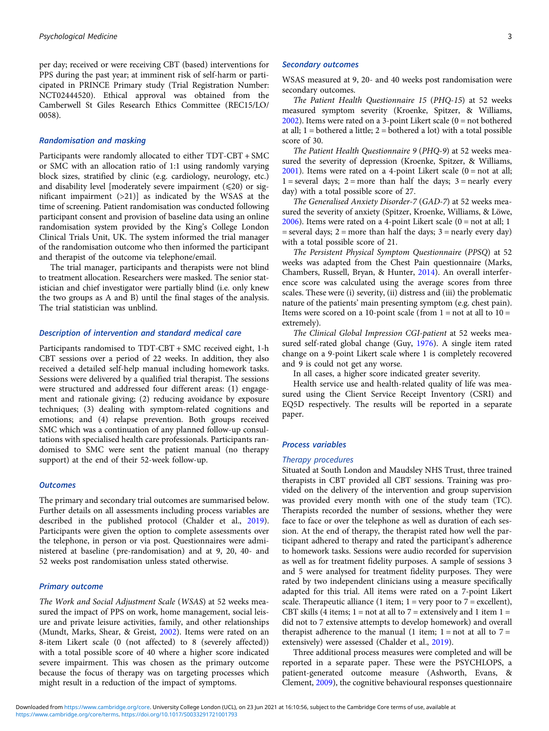per day; received or were receiving CBT (based) interventions for PPS during the past year; at imminent risk of self-harm or participated in PRINCE Primary study (Trial Registration Number: NCT02444520). Ethical approval was obtained from the Camberwell St Giles Research Ethics Committee (REC15/LO/0058).

### Randomisation and masking

Participants were randomly allocated to either TDT-CBT + SMC or SMC with an allocation ratio of 1:1 using randomly varying block sizes, stratified by clinic (e.g. cardiology, neurology, etc.) and disability level [moderately severe impairment (⩽20) or significant impairment (>21)] as indicated by the WSAS at the time of screening. Patient randomisation was conducted following participant consent and provision of baseline data using an online randomisation system provided by the King's College London Clinical Trials Unit, UK. The system informed the trial manager of the randomisation outcome who then informed the participant and therapist of the outcome via telephone/email.

The trial manager, participants and therapists were not blind to treatment allocation. Researchers were masked. The senior statistician and chief investigator were partially blind (i.e. only knew the two groups as A and B) until the final stages of the analysis. The trial statistician was unblind.

### Description of intervention and standard medical care

Participants randomised to TDT-CBT + SMC received eight, 1-h CBT sessions over a period of 22 weeks. In addition, they also received a detailed self-help manual including homework tasks. Sessions were delivered by a qualified trial therapist. The sessions were structured and addressed four different areas: (1) engagement and rationale giving; (2) reducing avoidance by exposure techniques; (3) dealing with symptom-related cognitions and emotions; and (4) relapse prevention. Both groups received SMC which was a continuation of any planned follow-up consultations with specialised health care professionals. Participants randomised to SMC were sent the patient manual (no therapy support) at the end of their 52-week follow-up.

### Outcomes

The primary and secondary trial outcomes are summarised below. Further details on all assessments including process variables are described in the published protocol (Chalder et al., 2019). Participants were given the option to complete assessments over the telephone, in person or via post. Questionnaires were administered at baseline (pre-randomisation) and at 9, 20, 40- and 52 weeks post randomisation unless stated otherwise.

### Primary outcome

*The Work and Social Adjustment Scale* (*WSAS*) at 52 weeks measured the impact of PPS on work, home management, social leisure and private leisure activities, family, and other relationships (Mundt, Marks, Shear, & Greist, 2002). Items were rated on an 8-item Likert scale (0 (not affected) to 8 (severely affected)) with a total possible score of 40 where a higher score indicated severe impairment. This was chosen as the primary outcome because the focus of therapy was on targeting processes which might result in a reduction of the impact of symptoms.

### Secondary outcomes

WSAS measured at 9, 20- and 40 weeks post randomisation were secondary outcomes.

*The Patient Health Questionnaire 15* (*PHQ-15*) at 52 weeks measured symptom severity (Kroenke, Spitzer, & Williams, 2002). Items were rated on a 3-point Likert scale (0 = not bothered at all; 1 = bothered a little; 2 = bothered a lot) with a total possible score of 30.

*The Patient Health Questionnaire 9* (*PHQ-9*) at 52 weeks measured the severity of depression (Kroenke, Spitzer, & Williams, 2001). Items were rated on a 4-point Likert scale (0 = not at all; 1 = several days; 2 = more than half the days; 3 = nearly every day) with a total possible score of 27.

*The Generalised Anxiety Disorder-7* (*GAD-7*) at 52 weeks measured the severity of anxiety (Spitzer, Kroenke, Williams, & Löwe, 2006). Items were rated on a 4-point Likert scale (0 = not at all; 1 = several days; 2 = more than half the days; 3 = nearly every day) with a total possible score of 21.

*The Persistent Physical Symptom Questionnaire* (*PPSQ*) at 52 weeks was adapted from the Chest Pain questionnaire (Marks, Chambers, Russell, Bryan, & Hunter, 2014). An overall interference score was calculated using the average scores from three scales. These were (i) severity, (ii) distress and (iii) the problematic nature of the patients' main presenting symptom (e.g. chest pain). Items were scored on a 10-point scale (from 1 = not at all to 10 = extremely).

*The Clinical Global Impression CGI-patient* at 52 weeks measured self-rated global change (Guy, 1976). A single item rated change on a 9-point Likert scale where 1 is completely recovered and 9 is could not get any worse.

In all cases, a higher score indicated greater severity.

Health service use and health-related quality of life was measured using the Client Service Receipt Inventory (CSRI) and EQ5D respectively. The results will be reported in a separate paper.

### Process variables

#### Therapy procedures

Situated at South London and Maudsley NHS Trust, three trained therapists in CBT provided all CBT sessions. Training was provided on the delivery of the intervention and group supervision was provided every month with one of the study team (TC). Therapists recorded the number of sessions, whether they were face to face or over the telephone as well as duration of each session. At the end of therapy, the therapist rated how well the participant adhered to therapy and rated the participant's adherence to homework tasks. Sessions were audio recorded for supervision as well as for treatment fidelity purposes. A sample of sessions 3 and 5 were analysed for treatment fidelity purposes. They were rated by two independent clinicians using a measure specifically adapted for this trial. All items were rated on a 7-point Likert scale. Therapeutic alliance (1 item; 1 = very poor to 7 = excellent), CBT skills (4 items; 1 = not at all to 7 = extensively and 1 item 1 = did not to 7 extensive attempts to develop homework) and overall therapist adherence to the manual (1 item; 1 = not at all to 7 = extensively) were assessed (Chalder et al., 2019).

Three additional process measures were completed and will be reported in a separate paper. These were the PSYCHLOPS, a patient-generated outcome measure (Ashworth, Evans, & Clement, 2009), the cognitive behavioural responses questionnaire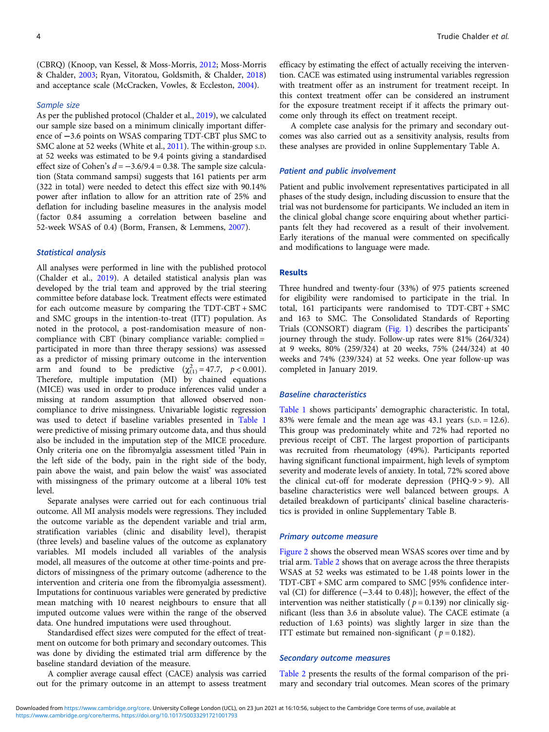(CBRQ) (Knoop, van Kessel, & Moss-Morris, 2012; Moss-Morris & Chalder, 2003; Ryan, Vitoratou, Goldsmith, & Chalder, 2018) and acceptance scale (McCracken, Vowles, & Eccleston, 2004).

### Sample size

As per the published protocol (Chalder et al., 2019), we calculated our sample size based on a minimum clinically important difference of −3.6 points on WSAS comparing TDT-CBT plus SMC to SMC alone at 52 weeks (White et al., 2011). The within-group S.D. at 52 weeks was estimated to be 9.4 points giving a standardised effect size of Cohen's $d = -3.6/9.4 = 0.38$. The sample size calculation (Stata command sampsi) suggests that 161 patients per arm (322 in total) were needed to detect this effect size with 90.14% power after inflation to allow for an attrition rate of 25% and deflation for including baseline measures in the analysis model (factor 0.84 assuming a correlation between baseline and 52-week WSAS of 0.4) (Borm, Fransen, & Lemmens, 2007).

### Statistical analysis

All analyses were performed in line with the published protocol (Chalder et al., 2019). A detailed statistical analysis plan was developed by the trial team and approved by the trial steering committee before database lock. Treatment effects were estimated for each outcome measure by comparing the TDT-CBT + SMC and SMC groups in the intention-to-treat (ITT) population. As noted in the protocol, a post-randomisation measure of non-compliance with CBT (binary compliance variable: complied = participated in more than three therapy sessions) was assessed as a predictor of missing primary outcome in the intervention arm and found to be predictive ($\chi^2_{(1)} = 47.7$, $p < 0.001$). Therefore, multiple imputation (MI) by chained equations (MICE) was used in order to produce inferences valid under a missing at random assumption that allowed observed non-compliance to drive missingness. Univariable logistic regression was used to detect if baseline variables presented in Table 1 were predictive of missing primary outcome data, and thus should also be included in the imputation step of the MICE procedure. Only criteria one on the fibromyalgia assessment titled 'Pain in the left side of the body, pain in the right side of the body, pain above the waist, and pain below the waist' was associated with missingness of the primary outcome at a liberal 10% test level.

Separate analyses were carried out for each continuous trial outcome. All MI analysis models were regressions. They included the outcome variable as the dependent variable and trial arm, stratification variables (clinic and disability level), therapist (three levels) and baseline values of the outcome as explanatory variables. MI models included all variables of the analysis model, all measures of the outcome at other time-points and predictors of missingness of the primary outcome (adherence to the intervention and criteria one from the fibromyalgia assessment). Imputations for continuous variables were generated by predictive mean matching with 10 nearest neighbours to ensure that all imputed outcome values were within the range of the observed data. One hundred imputations were used throughout.

Standardised effect sizes were computed for the effect of treatment on outcome for both primary and secondary outcomes. This was done by dividing the estimated trial arm difference by the baseline standard deviation of the measure.

A complier average causal effect (CACE) analysis was carried out for the primary outcome in an attempt to assess treatment efficacy by estimating the effect of actually receiving the intervention. CACE was estimated using instrumental variables regression with treatment offer as an instrument for treatment receipt. In this context treatment offer can be considered an instrument for the exposure treatment receipt if it affects the primary outcome only through its effect on treatment receipt.

A complete case analysis for the primary and secondary outcomes was also carried out as a sensitivity analysis, results from these analyses are provided in online Supplementary Table A.

### Patient and public involvement

Patient and public involvement representatives participated in all phases of the study design, including discussion to ensure that the trial was not burdensome for participants. We included an item in the clinical global change score enquiring about whether participants felt they had recovered as a result of their involvement. Early iterations of the manual were commented on specifically and modifications to language were made.

## Results

Three hundred and twenty-four (33%) of 975 patients screened for eligibility were randomised to participate in the trial. In total, 161 participants were randomised to TDT-CBT + SMC and 163 to SMC. The Consolidated Standards of Reporting Trials (CONSORT) diagram (Fig. 1) describes the participants' journey through the study. Follow-up rates were 81% (264/324) at 9 weeks, 80% (259/324) at 20 weeks, 75% (244/324) at 40 weeks and 74% (239/324) at 52 weeks. One year follow-up was completed in January 2019.

### Baseline characteristics

Table 1 shows participants' demographic characteristic. In total, 83% were female and the mean age was 43.1 years (S.D. = 12.6). This group was predominately white and 72% had reported no previous receipt of CBT. The largest proportion of participants was recruited from rheumatology (49%). Participants reported having significant functional impairment, high levels of symptom severity and moderate levels of anxiety. In total, 72% scored above the clinical cut-off for moderate depression (PHQ-9 > 9). All baseline characteristics were well balanced between groups. A detailed breakdown of participants' clinical baseline characteristics is provided in online Supplementary Table B.

### Primary outcome measure

Figure 2 shows the observed mean WSAS scores over time and by trial arm. Table 2 shows that on average across the three therapists WSAS at 52 weeks was estimated to be 1.48 points lower in the TDT-CBT + SMC arm compared to SMC [95% confidence interval (CI) for difference (−3.44 to 0.48)]; however, the effect of the intervention was neither statistically ($p = 0.139$) nor clinically significant (less than 3.6 in absolute value). The CACE estimate (a reduction of 1.63 points) was slightly larger in size than the ITT estimate but remained non-significant ($p = 0.182$).

### Secondary outcome measures

Table 2 presents the results of the formal comparison of the primary and secondary trial outcomes. Mean scores of the primary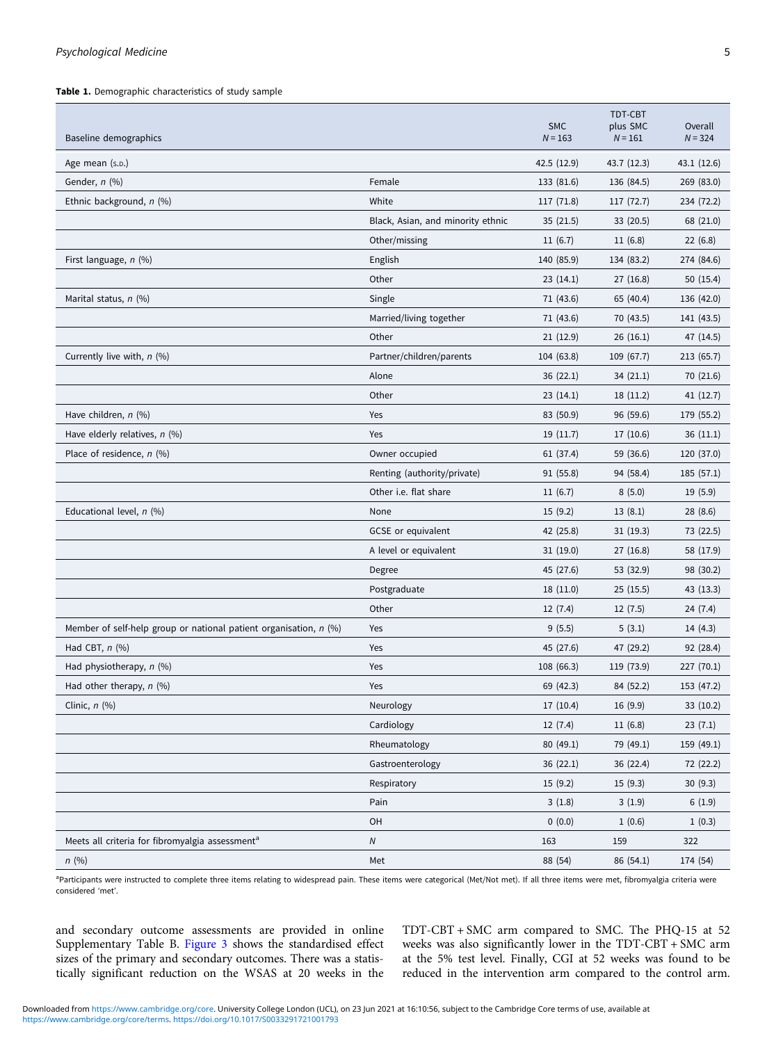**Table 1.** Demographic characteristics of study sample

| Baseline demographics | | SMC $N = 163$ | TDT-CBT plus SMC $N = 161$ | Overall $N = 324$ |
|---|---|---|---|---|
| Age mean (S.D.) | | 42.5 (12.9) | 43.7 (12.3) | 43.1 (12.6) |
| Gender, *n* (%) | Female | 133 (81.6) | 136 (84.5) | 269 (83.0) |
| Ethnic background, *n* (%) | White | 117 (71.8) | 117 (72.7) | 234 (72.2) |
| | Black, Asian, and minority ethnic | 35 (21.5) | 33 (20.5) | 68 (21.0) |
| | Other/missing | 11 (6.7) | 11 (6.8) | 22 (6.8) |
| First language, *n* (%) | English | 140 (85.9) | 134 (83.2) | 274 (84.6) |
| | Other | 23 (14.1) | 27 (16.8) | 50 (15.4) |
| Marital status, *n* (%) | Single | 71 (43.6) | 65 (40.4) | 136 (42.0) |
| | Married/living together | 71 (43.6) | 70 (43.5) | 141 (43.5) |
| | Other | 21 (12.9) | 26 (16.1) | 47 (14.5) |
| Currently live with, *n* (%) | Partner/children/parents | 104 (63.8) | 109 (67.7) | 213 (65.7) |
| | Alone | 36 (22.1) | 34 (21.1) | 70 (21.6) |
| | Other | 23 (14.1) | 18 (11.2) | 41 (12.7) |
| Have children, *n* (%) | Yes | 83 (50.9) | 96 (59.6) | 179 (55.2) |
| Have elderly relatives, *n* (%) | Yes | 19 (11.7) | 17 (10.6) | 36 (11.1) |
| Place of residence, *n* (%) | Owner occupied | 61 (37.4) | 59 (36.6) | 120 (37.0) |
| | Renting (authority/private) | 91 (55.8) | 94 (58.4) | 185 (57.1) |
| | Other i.e. flat share | 11 (6.7) | 8 (5.0) | 19 (5.9) |
| Educational level, *n* (%) | None | 15 (9.2) | 13 (8.1) | 28 (8.6) |
| | GCSE or equivalent | 42 (25.8) | 31 (19.3) | 73 (22.5) |
| | A level or equivalent | 31 (19.0) | 27 (16.8) | 58 (17.9) |
| | Degree | 45 (27.6) | 53 (32.9) | 98 (30.2) |
| | Postgraduate | 18 (11.0) | 25 (15.5) | 43 (13.3) |
| | Other | 12 (7.4) | 12 (7.5) | 24 (7.4) |
| Member of self-help group or national patient organisation, *n* (%) | Yes | 9 (5.5) | 5 (3.1) | 14 (4.3) |
| Had CBT, *n* (%) | Yes | 45 (27.6) | 47 (29.2) | 92 (28.4) |
| Had physiotherapy, *n* (%) | Yes | 108 (66.3) | 119 (73.9) | 227 (70.1) |
| Had other therapy, *n* (%) | Yes | 69 (42.3) | 84 (52.2) | 153 (47.2) |
| Clinic, *n* (%) | Neurology | 17 (10.4) | 16 (9.9) | 33 (10.2) |
| | Cardiology | 12 (7.4) | 11 (6.8) | 23 (7.1) |
| | Rheumatology | 80 (49.1) | 79 (49.1) | 159 (49.1) |
| | Gastroenterology | 36 (22.1) | 36 (22.4) | 72 (22.2) |
| | Respiratory | 15 (9.2) | 15 (9.3) | 30 (9.3) |
| | Pain | 3 (1.8) | 3 (1.9) | 6 (1.9) |
| | OH | 0 (0.0) | 1 (0.6) | 1 (0.3) |
| Meets all criteria for fibromyalgia assessment[a] | *N* | 163 | 159 | 322 |
| *n* (%) | Met | 88 (54) | 86 (54.1) | 174 (54) |

[a]Participants were instructed to complete three items relating to widespread pain. These items were categorical (Met/Not met). If all three items were met, fibromyalgia criteria were considered 'met'.

and secondary outcome assessments are provided in online Supplementary Table B. Figure 3 shows the standardised effect sizes of the primary and secondary outcomes. There was a statistically significant reduction on the WSAS at 20 weeks in the TDT-CBT + SMC arm compared to SMC. The PHQ-15 at 52 weeks was also significantly lower in the TDT-CBT + SMC arm at the 5% test level. Finally, CGI at 52 weeks was found to be reduced in the intervention arm compared to the control arm.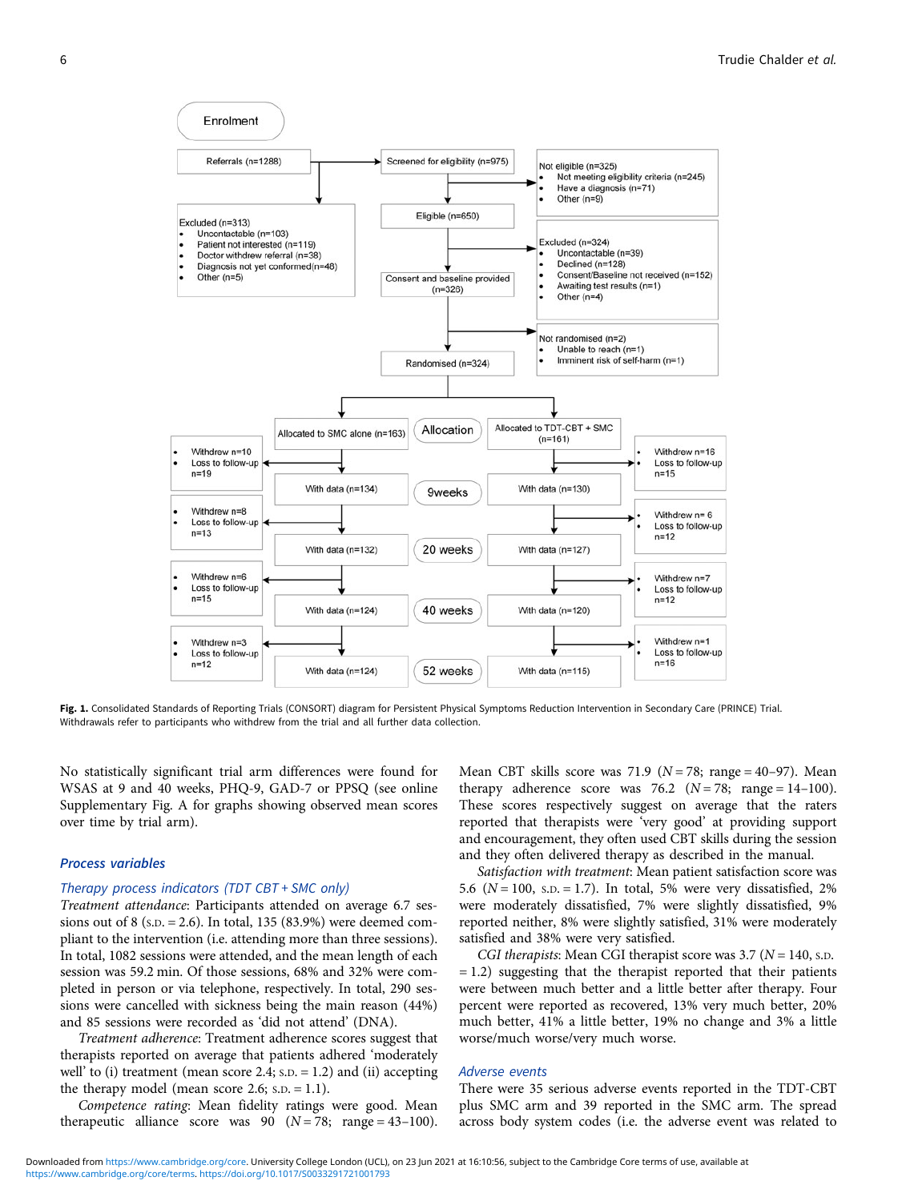Fig. 1. Consolidated Standards of Reporting Trials (CONSORT) diagram for Persistent Physical Symptoms Reduction Intervention in Secondary Care (PRINCE) Trial. Withdrawals refer to participants who withdrew from the trial and all further data collection.

No statistically significant trial arm differences were found for WSAS at 9 and 40 weeks, PHQ-9, GAD-7 or PPSQ (see online Supplementary Fig. A for graphs showing observed mean scores over time by trial arm).

### Process variables

#### Therapy process indicators (TDT CBT + SMC only)

*Treatment attendance*: Participants attended on average 6.7 sessions out of 8 (S.D. = 2.6). In total, 135 (83.9%) were deemed compliant to the intervention (i.e. attending more than three sessions). In total, 1082 sessions were attended, and the mean length of each session was 59.2 min. Of those sessions, 68% and 32% were completed in person or via telephone, respectively. In total, 290 sessions were cancelled with sickness being the main reason (44%) and 85 sessions were recorded as 'did not attend' (DNA).

*Treatment adherence*: Treatment adherence scores suggest that therapists reported on average that patients adhered 'moderately well' to (i) treatment (mean score 2.4; S.D. = 1.2) and (ii) accepting the therapy model (mean score 2.6; S.D. = 1.1).

*Competence rating*: Mean fidelity ratings were good. Mean therapeutic alliance score was 90 ($N = 78$; range = 43–100). Mean CBT skills score was 71.9 ($N = 78$; range = 40–97). Mean therapy adherence score was 76.2 ($N = 78$; range = 14–100). These scores respectively suggest on average that the raters reported that therapists were 'very good' at providing support and encouragement, they often used CBT skills during the session and they often delivered therapy as described in the manual.

*Satisfaction with treatment*: Mean patient satisfaction score was 5.6 ($N = 100$, S.D. = 1.7). In total, 5% were very dissatisfied, 2% were moderately dissatisfied, 7% were slightly dissatisfied, 9% reported neither, 8% were slightly satisfied, 31% were moderately satisfied and 38% were very satisfied.

*CGI therapists*: Mean CGI therapist score was 3.7 ($N = 140$, S.D. = 1.2) suggesting that the therapist reported that their patients were between much better and a little better after therapy. Four percent were reported as recovered, 13% very much better, 20% much better, 41% a little better, 19% no change and 3% a little worse/much worse/very much worse.

#### Adverse events

There were 35 serious adverse events reported in the TDT-CBT plus SMC arm and 39 reported in the SMC arm. The spread across body system codes (i.e. the adverse event was related to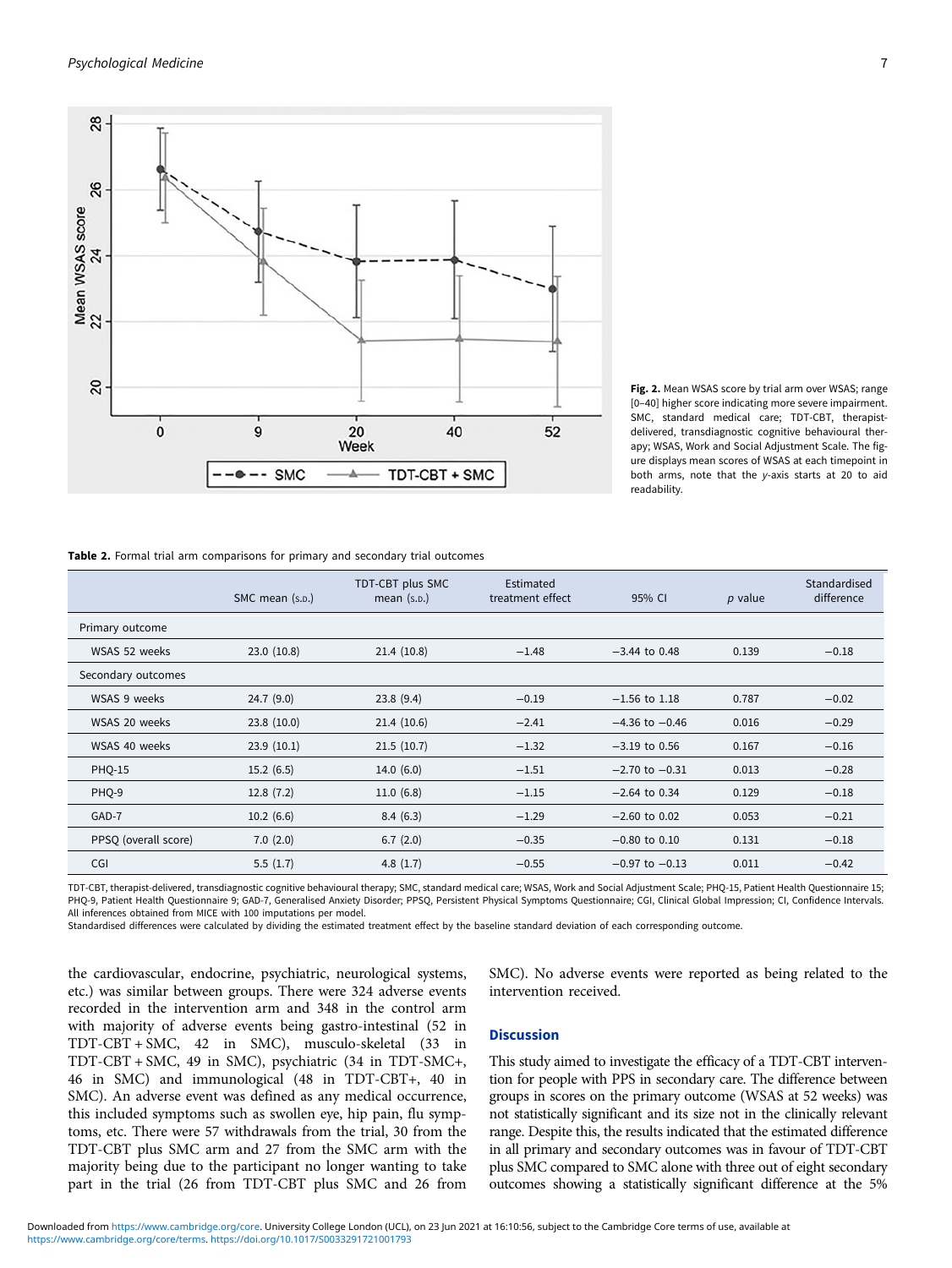**Fig. 2.** Mean WSAS score by trial arm over WSAS; range [0–40] higher score indicating more severe impairment. SMC, standard medical care; TDT-CBT, therapist-delivered, transdiagnostic cognitive behavioural therapy; WSAS, Work and Social Adjustment Scale. The figure displays mean scores of WSAS at each timepoint in both arms, note that the *y*-axis starts at 20 to aid readability.

**Table 2.** Formal trial arm comparisons for primary and secondary trial outcomes

| | SMC mean (S.D.) | TDT-CBT plus SMC mean (S.D.) | Estimated treatment effect | 95% CI | *p* value | Standardised difference |
|---|---|---|---|---|---|---|
| Primary outcome | | | | | | |
| WSAS 52 weeks | 23.0 (10.8) | 21.4 (10.8) | −1.48 | −3.44 to 0.48 | 0.139 | −0.18 |
| Secondary outcomes | | | | | | |
| WSAS 9 weeks | 24.7 (9.0) | 23.8 (9.4) | −0.19 | −1.56 to 1.18 | 0.787 | −0.02 |
| WSAS 20 weeks | 23.8 (10.0) | 21.4 (10.6) | −2.41 | −4.36 to −0.46 | 0.016 | −0.29 |
| WSAS 40 weeks | 23.9 (10.1) | 21.5 (10.7) | −1.32 | −3.19 to 0.56 | 0.167 | −0.16 |
| PHQ-15 | 15.2 (6.5) | 14.0 (6.0) | −1.51 | −2.70 to −0.31 | 0.013 | −0.28 |
| PHQ-9 | 12.8 (7.2) | 11.0 (6.8) | −1.15 | −2.64 to 0.34 | 0.129 | −0.18 |
| GAD-7 | 10.2 (6.6) | 8.4 (6.3) | −1.29 | −2.60 to 0.02 | 0.053 | −0.21 |
| PPSQ (overall score) | 7.0 (2.0) | 6.7 (2.0) | −0.35 | −0.80 to 0.10 | 0.131 | −0.18 |
| CGI | 5.5 (1.7) | 4.8 (1.7) | −0.55 | −0.97 to −0.13 | 0.011 | −0.42 |

TDT-CBT, therapist-delivered, transdiagnostic cognitive behavioural therapy; SMC, standard medical care; WSAS, Work and Social Adjustment Scale; PHQ-15, Patient Health Questionnaire 15; PHQ-9, Patient Health Questionnaire 9; GAD-7, Generalised Anxiety Disorder; PPSQ, Persistent Physical Symptoms Questionnaire; CGI, Clinical Global Impression; CI, Confidence Intervals. All inferences obtained from MICE with 100 imputations per model.
Standardised differences were calculated by dividing the estimated treatment effect by the baseline standard deviation of each corresponding outcome.

the cardiovascular, endocrine, psychiatric, neurological systems, etc.) was similar between groups. There were 324 adverse events recorded in the intervention arm and 348 in the control arm with majority of adverse events being gastro-intestinal (52 in TDT-CBT + SMC, 42 in SMC), musculo-skeletal (33 in TDT-CBT + SMC, 49 in SMC), psychiatric (34 in TDT-SMC+, 46 in SMC) and immunological (48 in TDT-CBT+, 40 in SMC). An adverse event was defined as any medical occurrence, this included symptoms such as swollen eye, hip pain, flu symptoms, etc. There were 57 withdrawals from the trial, 30 from the TDT-CBT plus SMC arm and 27 from the SMC arm with the majority being due to the participant no longer wanting to take part in the trial (26 from TDT-CBT plus SMC and 26 from SMC). No adverse events were reported as being related to the intervention received.

## Discussion

This study aimed to investigate the efficacy of a TDT-CBT intervention for people with PPS in secondary care. The difference between groups in scores on the primary outcome (WSAS at 52 weeks) was not statistically significant and its size not in the clinically relevant range. Despite this, the results indicated that the estimated difference in all primary and secondary outcomes was in favour of TDT-CBT plus SMC compared to SMC alone with three out of eight secondary outcomes showing a statistically significant difference at the 5%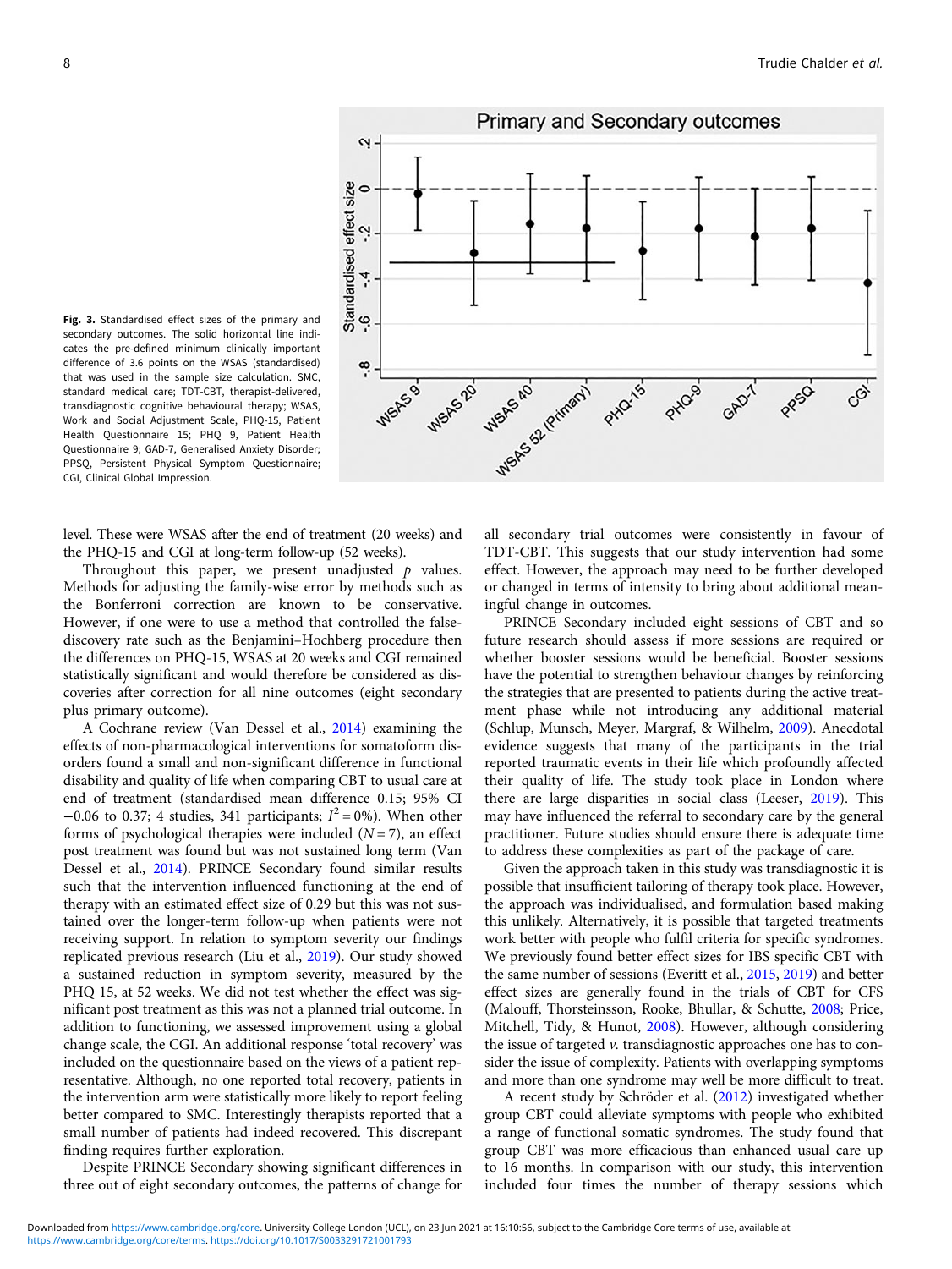Fig. 3. Standardised effect sizes of the primary and secondary outcomes. The solid horizontal line indicates the pre-defined minimum clinically important difference of 3.6 points on the WSAS (standardised) that was used in the sample size calculation. SMC, standard medical care; TDT-CBT, therapist-delivered, transdiagnostic cognitive behavioural therapy; WSAS, Work and Social Adjustment Scale, PHQ-15, Patient Health Questionnaire 15; PHQ 9, Patient Health Questionnaire 9; GAD-7, Generalised Anxiety Disorder; PPSQ, Persistent Physical Symptom Questionnaire; CGI, Clinical Global Impression.

level. These were WSAS after the end of treatment (20 weeks) and the PHQ-15 and CGI at long-term follow-up (52 weeks).

Throughout this paper, we present unadjusted $p$ values. Methods for adjusting the family-wise error by methods such as the Bonferroni correction are known to be conservative. However, if one were to use a method that controlled the false-discovery rate such as the Benjamini–Hochberg procedure then the differences on PHQ-15, WSAS at 20 weeks and CGI remained statistically significant and would therefore be considered as discoveries after correction for all nine outcomes (eight secondary plus primary outcome).

A Cochrane review (Van Dessel et al., 2014) examining the effects of non-pharmacological interventions for somatoform disorders found a small and non-significant difference in functional disability and quality of life when comparing CBT to usual care at end of treatment (standardised mean difference 0.15; 95% CI −0.06 to 0.37; 4 studies, 341 participants; $I^2 = 0\%$). When other forms of psychological therapies were included ($N = 7$), an effect post treatment was found but was not sustained long term (Van Dessel et al., 2014). PRINCE Secondary found similar results such that the intervention influenced functioning at the end of therapy with an estimated effect size of 0.29 but this was not sustained over the longer-term follow-up when patients were not receiving support. In relation to symptom severity our findings replicated previous research (Liu et al., 2019). Our study showed a sustained reduction in symptom severity, measured by the PHQ 15, at 52 weeks. We did not test whether the effect was significant post treatment as this was not a planned trial outcome. In addition to functioning, we assessed improvement using a global change scale, the CGI. An additional response 'total recovery' was included on the questionnaire based on the views of a patient representative. Although, no one reported total recovery, patients in the intervention arm were statistically more likely to report feeling better compared to SMC. Interestingly therapists reported that a small number of patients had indeed recovered. This discrepant finding requires further exploration.

Despite PRINCE Secondary showing significant differences in three out of eight secondary outcomes, the patterns of change for all secondary trial outcomes were consistently in favour of TDT-CBT. This suggests that our study intervention had some effect. However, the approach may need to be further developed or changed in terms of intensity to bring about additional meaningful change in outcomes.

PRINCE Secondary included eight sessions of CBT and so future research should assess if more sessions are required or whether booster sessions would be beneficial. Booster sessions have the potential to strengthen behaviour changes by reinforcing the strategies that are presented to patients during the active treatment phase while not introducing any additional material (Schlup, Munsch, Meyer, Margraf, & Wilhelm, 2009). Anecdotal evidence suggests that many of the participants in the trial reported traumatic events in their life which profoundly affected their quality of life. The study took place in London where there are large disparities in social class (Leeser, 2019). This may have influenced the referral to secondary care by the general practitioner. Future studies should ensure there is adequate time to address these complexities as part of the package of care.

Given the approach taken in this study was transdiagnostic it is possible that insufficient tailoring of therapy took place. However, the approach was individualised, and formulation based making this unlikely. Alternatively, it is possible that targeted treatments work better with people who fulfil criteria for specific syndromes. We previously found better effect sizes for IBS specific CBT with the same number of sessions (Everitt et al., 2015, 2019) and better effect sizes are generally found in the trials of CBT for CFS (Malouff, Thorsteinsson, Rooke, Bhullar, & Schutte, 2008; Price, Mitchell, Tidy, & Hunot, 2008). However, although considering the issue of targeted *v.* transdiagnostic approaches one has to consider the issue of complexity. Patients with overlapping symptoms and more than one syndrome may well be more difficult to treat.

A recent study by Schröder et al. (2012) investigated whether group CBT could alleviate symptoms with people who exhibited a range of functional somatic syndromes. The study found that group CBT was more efficacious than enhanced usual care up to 16 months. In comparison with our study, this intervention included four times the number of therapy sessions which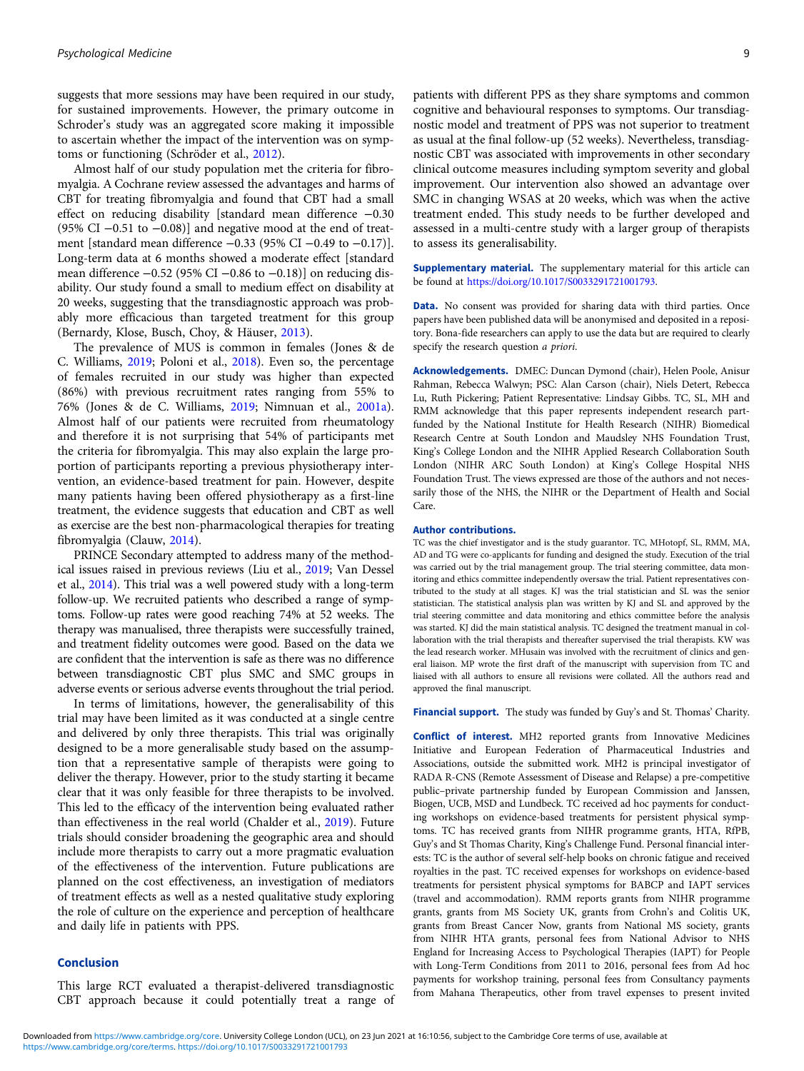suggests that more sessions may have been required in our study, for sustained improvements. However, the primary outcome in Schroder's study was an aggregated score making it impossible to ascertain whether the impact of the intervention was on symptoms or functioning (Schröder et al., 2012).

Almost half of our study population met the criteria for fibromyalgia. A Cochrane review assessed the advantages and harms of CBT for treating fibromyalgia and found that CBT had a small effect on reducing disability [standard mean difference −0.30 (95% CI −0.51 to −0.08)] and negative mood at the end of treatment [standard mean difference −0.33 (95% CI −0.49 to −0.17)]. Long-term data at 6 months showed a moderate effect [standard mean difference −0.52 (95% CI −0.86 to −0.18)] on reducing disability. Our study found a small to medium effect on disability at 20 weeks, suggesting that the transdiagnostic approach was probably more efficacious than targeted treatment for this group (Bernardy, Klose, Busch, Choy, & Häuser, 2013).

The prevalence of MUS is common in females (Jones & de C. Williams, 2019; Poloni et al., 2018). Even so, the percentage of females recruited in our study was higher than expected (86%) with previous recruitment rates ranging from 55% to 76% (Jones & de C. Williams, 2019; Nimnuan et al., 2001a). Almost half of our patients were recruited from rheumatology and therefore it is not surprising that 54% of participants met the criteria for fibromyalgia. This may also explain the large proportion of participants reporting a previous physiotherapy intervention, an evidence-based treatment for pain. However, despite many patients having been offered physiotherapy as a first-line treatment, the evidence suggests that education and CBT as well as exercise are the best non-pharmacological therapies for treating fibromyalgia (Clauw, 2014).

PRINCE Secondary attempted to address many of the methodical issues raised in previous reviews (Liu et al., 2019; Van Dessel et al., 2014). This trial was a well powered study with a long-term follow-up. We recruited patients who described a range of symptoms. Follow-up rates were good reaching 74% at 52 weeks. The therapy was manualised, three therapists were successfully trained, and treatment fidelity outcomes were good. Based on the data we are confident that the intervention is safe as there was no difference between transdiagnostic CBT plus SMC and SMC groups in adverse events or serious adverse events throughout the trial period.

In terms of limitations, however, the generalisability of this trial may have been limited as it was conducted at a single centre and delivered by only three therapists. This trial was originally designed to be a more generalisable study based on the assumption that a representative sample of therapists were going to deliver the therapy. However, prior to the study starting it became clear that it was only feasible for three therapists to be involved. This led to the efficacy of the intervention being evaluated rather than effectiveness in the real world (Chalder et al., 2019). Future trials should consider broadening the geographic area and should include more therapists to carry out a more pragmatic evaluation of the effectiveness of the intervention. Future publications are planned on the cost effectiveness, an investigation of mediators of treatment effects as well as a nested qualitative study exploring the role of culture on the experience and perception of healthcare and daily life in patients with PPS.

## Conclusion

This large RCT evaluated a therapist-delivered transdiagnostic CBT approach because it could potentially treat a range of patients with different PPS as they share symptoms and common cognitive and behavioural responses to symptoms. Our transdiagnostic model and treatment of PPS was not superior to treatment as usual at the final follow-up (52 weeks). Nevertheless, transdiagnostic CBT was associated with improvements in other secondary clinical outcome measures including symptom severity and global improvement. Our intervention also showed an advantage over SMC in changing WSAS at 20 weeks, which was when the active treatment ended. This study needs to be further developed and assessed in a multi-centre study with a larger group of therapists to assess its generalisability.

**Supplementary material.** The supplementary material for this article can be found at https://doi.org/10.1017/S0033291721001793.

**Data.** No consent was provided for sharing data with third parties. Once papers have been published data will be anonymised and deposited in a repository. Bona-fide researchers can apply to use the data but are required to clearly specify the research question *a priori*.

**Acknowledgements.** DMEC: Duncan Dymond (chair), Helen Poole, Anisur Rahman, Rebecca Walwyn; PSC: Alan Carson (chair), Niels Detert, Rebecca Lu, Ruth Pickering; Patient Representative: Lindsay Gibbs. TC, SL, MH and RMM acknowledge that this paper represents independent research part-funded by the National Institute for Health Research (NIHR) Biomedical Research Centre at South London and Maudsley NHS Foundation Trust, King's College London and the NIHR Applied Research Collaboration South London (NIHR ARC South London) at King's College Hospital NHS Foundation Trust. The views expressed are those of the authors and not necessarily those of the NHS, the NIHR or the Department of Health and Social Care.

**Author contributions.**
TC was the chief investigator and is the study guarantor. TC, MHotopf, SL, RMM, MA, AD and TG were co-applicants for funding and designed the study. Execution of the trial was carried out by the trial management group. The trial steering committee, data monitoring and ethics committee independently oversaw the trial. Patient representatives contributed to the study at all stages. KJ was the trial statistician and SL was the senior statistician. The statistical analysis plan was written by KJ and SL and approved by the trial steering committee and data monitoring and ethics committee before the analysis was started. KJ did the main statistical analysis. TC designed the treatment manual in collaboration with the trial therapists and thereafter supervised the trial therapists. KW was the lead research worker. MHusain was involved with the recruitment of clinics and general liaison. MP wrote the first draft of the manuscript with supervision from TC and liaised with all authors to ensure all revisions were collated. All the authors read and approved the final manuscript.

**Financial support.** The study was funded by Guy's and St. Thomas' Charity.

**Conflict of interest.** MH2 reported grants from Innovative Medicines Initiative and European Federation of Pharmaceutical Industries and Associations, outside the submitted work. MH2 is principal investigator of RADA R-CNS (Remote Assessment of Disease and Relapse) a pre-competitive public–private partnership funded by European Commission and Janssen, Biogen, UCB, MSD and Lundbeck. TC received ad hoc payments for conducting workshops on evidence-based treatments for persistent physical symptoms. TC has received grants from NIHR programme grants, HTA, RfPB, Guy's and St Thomas Charity, King's Challenge Fund. Personal financial interests: TC is the author of several self-help books on chronic fatigue and received royalties in the past. TC received expenses for workshops on evidence-based treatments for persistent physical symptoms for BABCP and IAPT services (travel and accommodation). RMM reports grants from NIHR programme grants, grants from MS Society UK, grants from Crohn's and Colitis UK, grants from Breast Cancer Now, grants from National MS society, grants from NIHR HTA grants, personal fees from National Advisor to NHS England for Increasing Access to Psychological Therapies (IAPT) for People with Long-Term Conditions from 2011 to 2016, personal fees from Ad hoc payments for workshop training, personal fees from Consultancy payments from Mahana Therapeutics, other from travel expenses to present invited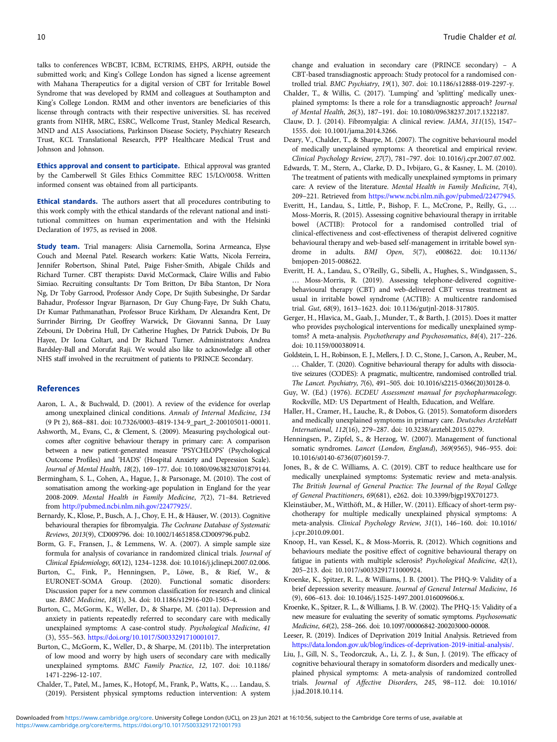talks to conferences WBCBT, ICBM, ECTRIMS, EHPS, ARPH, outside the submitted work; and King's College London has signed a license agreement with Mahana Therapeutics for a digital version of CBT for Irritable Bowel Syndrome that was developed by RMM and colleagues at Southampton and King's College London. RMM and other inventors are beneficiaries of this license through contracts with their respective universities. SL has received grants from NIHR, MRC, ESRC, Wellcome Trust, Stanley Medical Research, MND and ALS Associations, Parkinson Disease Society, Psychiatry Research Trust, KCL Translational Research, PPP Healthcare Medical Trust and Johnson and Johnson.

**Ethics approval and consent to participate.** Ethical approval was granted by the Camberwell St Giles Ethics Committee REC 15/LO/0058. Written informed consent was obtained from all participants.

**Ethical standards.** The authors assert that all procedures contributing to this work comply with the ethical standards of the relevant national and institutional committees on human experimentation and with the Helsinki Declaration of 1975, as revised in 2008.

**Study team.** Trial managers: Alisia Carnemolla, Sorina Armeanca, Elyse Couch and Meenal Patel. Research workers: Katie Watts, Nicola Ferreira, Jennifer Robertson, Shinal Patel, Paige Fisher-Smith, Abigale Childs and Richard Turner. CBT therapists: David McCormack, Claire Willis and Fabio Simiao. Recruiting consultants: Dr Tom Britton, Dr Biba Stanton, Dr Nora Ng, Dr Toby Garrood, Professor Andy Cope, Dr Sujith Subesinghe, Dr Sardar Bahadur, Professor Ingvar Bjarnason, Dr Guy Chung-Faye, Dr Sukh Chatu, Dr Kumar Pathmanathan, Professor Bruce Kirkham, Dr Alexandra Kent, Dr Surrinder Birring, Dr Geoffrey Warwick, Dr Giovanni Sanna, Dr Luay Zebouni, Dr Dobrina Hull, Dr Catherine Hughes, Dr Patrick Dubois, Dr Bu Hayee, Dr Iona Coltart, and Dr Richard Turner. Administrators: Andrea Bardsley-Ball and Morufat Raji. We would also like to acknowledge all other NHS staff involved in the recruitment of patients to PRINCE Secondary.

## References

Aaron, L. A., & Buchwald, D. (2001). A review of the evidence for overlap among unexplained clinical conditions. *Annals of Internal Medicine*, *134* (9 Pt 2), 868–881. doi: 10.7326/0003-4819-134-9_part_2-200105011-00011.

Ashworth, M., Evans, C., & Clement, S. (2009). Measuring psychological outcomes after cognitive behaviour therapy in primary care: A comparison between a new patient-generated measure 'PSYCHLOPS' (Psychological Outcome Profiles) and 'HADS' (Hospital Anxiety and Depression Scale). *Journal of Mental Health*, *18*(2), 169–177. doi: 10.1080/09638230701879144.

Bermingham, S. L., Cohen, A., Hague, J., & Parsonage, M. (2010). The cost of somatisation among the working-age population in England for the year 2008-2009. *Mental Health in Family Medicine*, *7*(2), 71–84. Retrieved from http://pubmed.ncbi.nlm.nih.gov/22477925/.

Bernardy, K., Klose, P., Busch, A. J., Choy, E. H., & Häuser, W. (2013). Cognitive behavioural therapies for fibromyalgia. *The Cochrane Database of Systematic Reviews*, *2013*(9), CD009796. doi: 10.1002/14651858.CD009796.pub2.

Borm, G. F., Fransen, J., & Lemmens, W. A. (2007). A simple sample size formula for analysis of covariance in randomized clinical trials. *Journal of Clinical Epidemiology*, *60*(12), 1234–1238. doi: 10.1016/j.jclinepi.2007.02.006.

Burton, C., Fink, P., Henningsen, P., Löwe, B., & Rief, W., & EURONET-SOMA Group. (2020). Functional somatic disorders: Discussion paper for a new common classification for research and clinical use. *BMC Medicine*, *18*(1), 34. doi: 10.1186/s12916-020-1505-4.

Burton, C., McGorm, K., Weller, D., & Sharpe, M. (2011a). Depression and anxiety in patients repeatedly referred to secondary care with medically unexplained symptoms: A case-control study. *Psychological Medicine*, *41* (3), 555–563. https://doi.org/10.1017/S0033291710001017.

Burton, C., McGorm, K., Weller, D., & Sharpe, M. (2011b). The interpretation of low mood and worry by high users of secondary care with medically unexplained symptoms. *BMC Family Practice*, *12*, 107. doi: 10.1186/1471-2296-12-107.

Chalder, T., Patel, M., James, K., Hotopf, M., Frank, P., Watts, K., … Landau, S. (2019). Persistent physical symptoms reduction intervention: A system change and evaluation in secondary care (PRINCE secondary) – A CBT-based transdiagnostic approach: Study protocol for a randomised controlled trial. *BMC Psychiatry*, *19*(1), 307. doi: 10.1186/s12888-019-2297-y.

Chalder, T., & Willis, C. (2017). 'Lumping' and 'splitting' medically unexplained symptoms: Is there a role for a transdiagnostic approach? *Journal of Mental Health*, *26*(3), 187–191. doi: 10.1080/09638237.2017.1322187.

Clauw, D. J. (2014). Fibromyalgia: A clinical review. *JAMA*, *311*(15), 1547–1555. doi: 10.1001/jama.2014.3266.

Deary, V., Chalder, T., & Sharpe, M. (2007). The cognitive behavioural model of medically unexplained symptoms: A theoretical and empirical review. *Clinical Psychology Review*, *27*(7), 781–797. doi: 10.1016/j.cpr.2007.07.002.

Edwards, T. M., Stern, A., Clarke, D. D., Ivbijaro, G., & Kasney, L. M. (2010). The treatment of patients with medically unexplained symptoms in primary care: A review of the literature. *Mental Health in Family Medicine*, *7*(4), 209–221. Retrieved from https://www.ncbi.nlm.nih.gov/pubmed/22477945.

Everitt, H., Landau, S., Little, P., Bishop, F. L., McCrone, P., Reilly, G., … Moss-Morris, R. (2015). Assessing cognitive behavioural therapy in irritable bowel (ACTIB): Protocol for a randomised controlled trial of clinical-effectiveness and cost-effectiveness of therapist delivered cognitive behavioural therapy and web-based self-management in irritable bowel syndrome in adults. *BMJ Open*, *5*(7), e008622. doi: 10.1136/bmjopen-2015-008622.

Everitt, H. A., Landau, S., O'Reilly, G., Sibelli, A., Hughes, S., Windgassen, S., … Moss-Morris, R. (2019). Assessing telephone-delivered cognitive-behavioural therapy (CBT) and web-delivered CBT versus treatment as usual in irritable bowel syndrome (ACTIB): A multicentre randomised trial. *Gut*, *68*(9), 1613–1623. doi: 10.1136/gutjnl-2018-317805.

Gerger, H., Hlavica, M., Gaab, J., Munder, T., & Barth, J. (2015). Does it matter who provides psychological interventions for medically unexplained symptoms? A meta-analysis. *Psychotherapy and Psychosomatics*, *84*(4), 217–226. doi: 10.1159/000380914.

Goldstein, L. H., Robinson, E. J., Mellers, J. D. C., Stone, J., Carson, A., Reuber, M., … Chalder, T. (2020). Cognitive behavioural therapy for adults with dissociative seizures (CODES): A pragmatic, multicentre, randomised controlled trial. *The Lancet. Psychiatry*, *7*(6), 491–505. doi: 10.1016/s2215-0366(20)30128-0.

Guy, W. (Ed.) (1976). *ECDEU Assessment manual for psychopharmacology*. Rockville, MD: US Department of Health, Education, and Welfare.

Haller, H., Cramer, H., Lauche, R., & Dobos, G. (2015). Somatoform disorders and medically unexplained symptoms in primary care. *Deutsches Arzteblatt International*, *112*(16), 279–287. doi: 10.3238/arztebl.2015.0279.

Henningsen, P., Zipfel, S., & Herzog, W. (2007). Management of functional somatic syndromes. *Lancet (London, England)*, *369*(9565), 946–955. doi: 10.1016/s0140-6736(07)60159-7.

Jones, B., & de C. Williams, A. C. (2019). CBT to reduce healthcare use for medically unexplained symptoms: Systematic review and meta-analysis. *The British Journal of General Practice: The Journal of the Royal College of General Practitioners*, *69*(681), e262. doi: 10.3399/bjgp19X701273.

Kleinstäuber, M., Witthöft, M., & Hiller, W. (2011). Efficacy of short-term psychotherapy for multiple medically unexplained physical symptoms: A meta-analysis. *Clinical Psychology Review*, *31*(1), 146–160. doi: 10.1016/j.cpr.2010.09.001.

Knoop, H., van Kessel, K., & Moss-Morris, R. (2012). Which cognitions and behaviours mediate the positive effect of cognitive behavioural therapy on fatigue in patients with multiple sclerosis? *Psychological Medicine*, *42*(1), 205–213. doi: 10.1017/s0033291711000924.

Kroenke, K., Spitzer, R. L., & Williams, J. B. (2001). The PHQ-9: Validity of a brief depression severity measure. *Journal of General Internal Medicine*, *16* (9), 606–613. doi: 10.1046/j.1525-1497.2001.016009606.x.

Kroenke, K., Spitzer, R. L., & Williams, J. B. W. (2002). The PHQ-15: Validity of a new measure for evaluating the severity of somatic symptoms. *Psychosomatic Medicine*, *64*(2), 258–266. doi: 10.1097/00006842-200203000-00008.

Leeser, R. (2019). Indices of Deprivation 2019 Initial Analysis. Retrieved from https://data.london.gov.uk/blog/indices-of-deprivation-2019-initial-analysis/.

Liu, J., Gill, N. S., Teodorczuk, A., Li, Z. J., & Sun, J. (2019). The efficacy of cognitive behavioural therapy in somatoform disorders and medically unexplained physical symptoms: A meta-analysis of randomized controlled trials. *Journal of Affective Disorders*, *245*, 98–112. doi: 10.1016/j.jad.2018.10.114.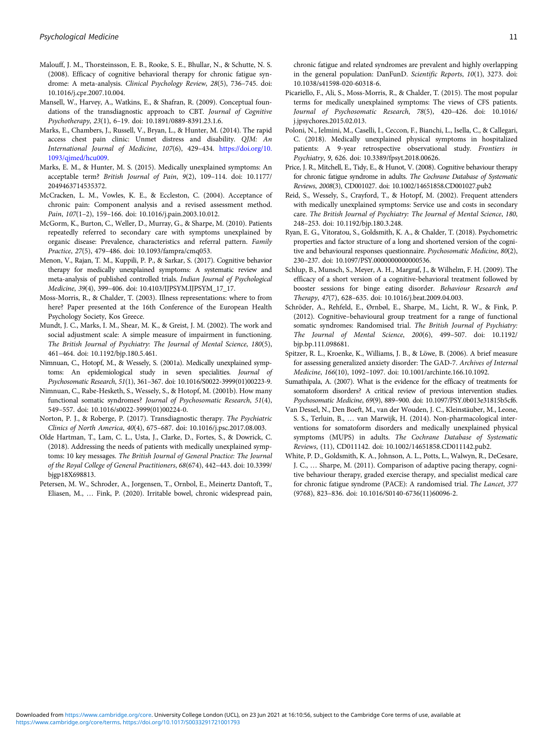Malouff, J. M., Thorsteinsson, E. B., Rooke, S. E., Bhullar, N., & Schutte, N. S. (2008). Efficacy of cognitive behavioral therapy for chronic fatigue syndrome: A meta-analysis. *Clinical Psychology Review*, *28*(5), 736–745. doi: 10.1016/j.cpr.2007.10.004.

Mansell, W., Harvey, A., Watkins, E., & Shafran, R. (2009). Conceptual foundations of the transdiagnostic approach to CBT. *Journal of Cognitive Psychotherapy*, *23*(1), 6–19. doi: 10.1891/0889-8391.23.1.6.

Marks, E., Chambers, J., Russell, V., Bryan, L., & Hunter, M. (2014). The rapid access chest pain clinic: Unmet distress and disability. *QJM: An International Journal of Medicine*, *107*(6), 429–434. https://doi.org/10.1093/qjmed/hcu009.

Marks, E. M., & Hunter, M. S. (2015). Medically unexplained symptoms: An acceptable term? *British Journal of Pain*, *9*(2), 109–114. doi: 10.1177/2049463714535372.

McCracken, L. M., Vowles, K. E., & Eccleston, C. (2004). Acceptance of chronic pain: Component analysis and a revised assessment method. *Pain*, *107*(1–2), 159–166. doi: 10.1016/j.pain.2003.10.012.

McGorm, K., Burton, C., Weller, D., Murray, G., & Sharpe, M. (2010). Patients repeatedly referred to secondary care with symptoms unexplained by organic disease: Prevalence, characteristics and referral pattern. *Family Practice*, *27*(5), 479–486. doi: 10.1093/fampra/cmq053.

Menon, V., Rajan, T. M., Kuppili, P. P., & Sarkar, S. (2017). Cognitive behavior therapy for medically unexplained symptoms: A systematic review and meta-analysis of published controlled trials. *Indian Journal of Psychological Medicine*, *39*(4), 399–406. doi: 10.4103/IJPSYM.IJPSYM_17_17.

Moss-Morris, R., & Chalder, T. (2003). Illness representations: where to from here? Paper presented at the 16th Conference of the European Health Psychology Society, Kos Greece.

Mundt, J. C., Marks, I. M., Shear, M. K., & Greist, J. M. (2002). The work and social adjustment scale: A simple measure of impairment in functioning. *The British Journal of Psychiatry: The Journal of Mental Science*, *180*(5), 461–464. doi: 10.1192/bjp.180.5.461.

Nimnuan, C., Hotopf, M., & Wessely, S. (2001a). Medically unexplained symptoms: An epidemiological study in seven specialities. *Journal of Psychosomatic Research*, *51*(1), 361–367. doi: 10.1016/S0022-3999(01)00223-9.

Nimnuan, C., Rabe-Hesketh, S., Wessely, S., & Hotopf, M. (2001b). How many functional somatic syndromes? *Journal of Psychosomatic Research*, *51*(4), 549–557. doi: 10.1016/s0022-3999(01)00224-0.

Norton, P. J., & Roberge, P. (2017). Transdiagnostic therapy. *The Psychiatric Clinics of North America*, *40*(4), 675–687. doi: 10.1016/j.psc.2017.08.003.

Olde Hartman, T., Lam, C. L., Usta, J., Clarke, D., Fortes, S., & Dowrick, C. (2018). Addressing the needs of patients with medically unexplained symptoms: 10 key messages. *The British Journal of General Practice: The Journal of the Royal College of General Practitioners*, *68*(674), 442–443. doi: 10.3399/bjgp18X698813.

Petersen, M. W., Schroder, A., Jorgensen, T., Ornbol, E., Meinertz Dantoft, T., Eliasen, M., … Fink, P. (2020). Irritable bowel, chronic widespread pain, chronic fatigue and related syndromes are prevalent and highly overlapping in the general population: DanFunD. *Scientific Reports*, *10*(1), 3273. doi: 10.1038/s41598-020-60318-6.

Picariello, F., Ali, S., Moss-Morris, R., & Chalder, T. (2015). The most popular terms for medically unexplained symptoms: The views of CFS patients. *Journal of Psychosomatic Research*, *78*(5), 420–426. doi: 10.1016/j.jpsychores.2015.02.013.

Poloni, N., Ielmini, M., Caselli, I., Ceccon, F., Bianchi, L., Isella, C., & Callegari, C. (2018). Medically unexplained physical symptoms in hospitalized patients: A 9-year retrospective observational study. *Frontiers in Psychiatry*, *9*, 626. doi: 10.3389/fpsyt.2018.00626.

Price, J. R., Mitchell, E., Tidy, E., & Hunot, V. (2008). Cognitive behaviour therapy for chronic fatigue syndrome in adults. *The Cochrane Database of Systematic Reviews*, *2008*(3), CD001027. doi: 10.1002/14651858.CD001027.pub2

Reid, S., Wessely, S., Crayford, T., & Hotopf, M. (2002). Frequent attenders with medically unexplained symptoms: Service use and costs in secondary care. *The British Journal of Psychiatry: The Journal of Mental Science*, *180*, 248–253. doi: 10.1192/bjp.180.3.248.

Ryan, E. G., Vitoratou, S., Goldsmith, K. A., & Chalder, T. (2018). Psychometric properties and factor structure of a long and shortened version of the cognitive and behavioural responses questionnaire. *Psychosomatic Medicine*, *80*(2), 230–237. doi: 10.1097/PSY.0000000000000536.

Schlup, B., Munsch, S., Meyer, A. H., Margraf, J., & Wilhelm, F. H. (2009). The efficacy of a short version of a cognitive-behavioral treatment followed by booster sessions for binge eating disorder. *Behaviour Research and Therapy*, *47*(7), 628–635. doi: 10.1016/j.brat.2009.04.003.

Schröder, A., Rehfeld, E., Ørnbøl, E., Sharpe, M., Licht, R. W., & Fink, P. (2012). Cognitive–behavioural group treatment for a range of functional somatic syndromes: Randomised trial. *The British Journal of Psychiatry: The Journal of Mental Science*, *200*(6), 499–507. doi: 10.1192/bjp.bp.111.098681.

Spitzer, R. L., Kroenke, K., Williams, J. B., & Löwe, B. (2006). A brief measure for assessing generalized anxiety disorder: The GAD-7. *Archives of Internal Medicine*, *166*(10), 1092–1097. doi: 10.1001/archinte.166.10.1092.

Sumathipala, A. (2007). What is the evidence for the efficacy of treatments for somatoform disorders? A critical review of previous intervention studies. *Psychosomatic Medicine*, *69*(9), 889–900. doi: 10.1097/PSY.0b013e31815b5cf6.

Van Dessel, N., Den Boeft, M., van der Wouden, J. C., Kleinstäuber, M., Leone, S. S., Terluin, B., … van Marwijk, H. (2014). Non-pharmacological interventions for somatoform disorders and medically unexplained physical symptoms (MUPS) in adults. *The Cochrane Database of Systematic Reviews*, (11), CD011142. doi: 10.1002/14651858.CD011142.pub2.

White, P. D., Goldsmith, K. A., Johnson, A. L., Potts, L., Walwyn, R., DeCesare, J. C., … Sharpe, M. (2011). Comparison of adaptive pacing therapy, cognitive behaviour therapy, graded exercise therapy, and specialist medical care for chronic fatigue syndrome (PACE): A randomised trial. *The Lancet*, *377* (9768), 823–836. doi: 10.1016/S0140-6736(11)60096-2.